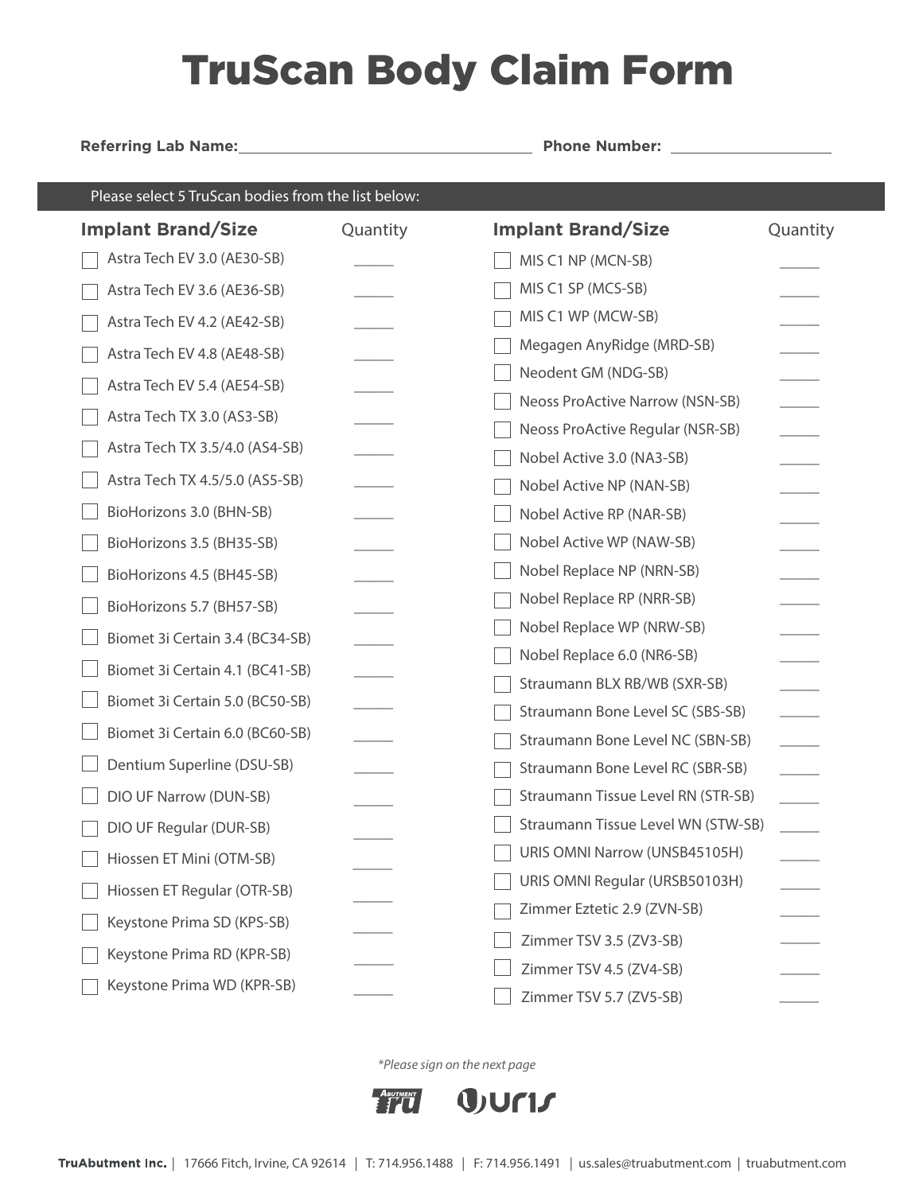# TruScan Body Claim Form

**Referring Lab Name:** ______________________________ **Phone Number:** ____________________

Please select 5 TruScan bodies from the list below:

| Implant Brand/Size | Quantity |
|---|---|
| ☐ Astra Tech EV 3.0 (AE30-SB) | _____ |
| ☐ Astra Tech EV 3.6 (AE36-SB) | _____ |
| ☐ Astra Tech EV 4.2 (AE42-SB) | _____ |
| ☐ Astra Tech EV 4.8 (AE48-SB) | _____ |
| ☐ Astra Tech EV 5.4 (AE54-SB) | _____ |
| ☐ Astra Tech TX 3.0 (AS3-SB) | _____ |
| ☐ Astra Tech TX 3.5/4.0 (AS4-SB) | _____ |
| ☐ Astra Tech TX 4.5/5.0 (AS5-SB) | _____ |
| ☐ BioHorizons 3.0 (BHN-SB) | _____ |
| ☐ BioHorizons 3.5 (BH35-SB) | _____ |
| ☐ BioHorizons 4.5 (BH45-SB) | _____ |
| ☐ BioHorizons 5.7 (BH57-SB) | _____ |
| ☐ Biomet 3i Certain 3.4 (BC34-SB) | _____ |
| ☐ Biomet 3i Certain 4.1 (BC41-SB) | _____ |
| ☐ Biomet 3i Certain 5.0 (BC50-SB) | _____ |
| ☐ Biomet 3i Certain 6.0 (BC60-SB) | _____ |
| ☐ Dentium Superline (DSU-SB) | _____ |
| ☐ DIO UF Narrow (DUN-SB) | _____ |
| ☐ DIO UF Regular (DUR-SB) | _____ |
| ☐ Hiossen ET Mini (OTM-SB) | _____ |
| ☐ Hiossen ET Regular (OTR-SB) | _____ |
| ☐ Keystone Prima SD (KPS-SB) | _____ |
| ☐ Keystone Prima RD (KPR-SB) | _____ |
| ☐ Keystone Prima WD (KPR-SB) | _____ |
| ☐ MIS C1 NP (MCN-SB) | _____ |
| ☐ MIS C1 SP (MCS-SB) | _____ |
| ☐ MIS C1 WP (MCW-SB) | _____ |
| ☐ Megagen AnyRidge (MRD-SB) | _____ |
| ☐ Neodent GM (NDG-SB) | _____ |
| ☐ Neoss ProActive Narrow (NSN-SB) | _____ |
| ☐ Neoss ProActive Regular (NSR-SB) | _____ |
| ☐ Nobel Active 3.0 (NA3-SB) | _____ |
| ☐ Nobel Active NP (NAN-SB) | _____ |
| ☐ Nobel Active RP (NAR-SB) | _____ |
| ☐ Nobel Active WP (NAW-SB) | _____ |
| ☐ Nobel Replace NP (NRN-SB) | _____ |
| ☐ Nobel Replace RP (NRR-SB) | _____ |
| ☐ Nobel Replace WP (NRW-SB) | _____ |
| ☐ Nobel Replace 6.0 (NR6-SB) | _____ |
| ☐ Straumann BLX RB/WB (SXR-SB) | _____ |
| ☐ Straumann Bone Level SC (SBS-SB) | _____ |
| ☐ Straumann Bone Level NC (SBN-SB) | _____ |
| ☐ Straumann Bone Level RC (SBR-SB) | _____ |
| ☐ Straumann Tissue Level RN (STR-SB) | _____ |
| ☐ Straumann Tissue Level WN (STW-SB) | _____ |
| ☐ URIS OMNI Narrow (UNSB45105H) | _____ |
| ☐ URIS OMNI Regular (URSB50103H) | _____ |
| ☐ Zimmer Eztetic 2.9 (ZVN-SB) | _____ |
| ☐ Zimmer TSV 3.5 (ZV3-SB) | _____ |
| ☐ Zimmer TSV 4.5 (ZV4-SB) | _____ |
| ☐ Zimmer TSV 5.7 (ZV5-SB) | _____ |

*\*Please sign on the next page*

**TruAbutment Inc.** | 17666 Fitch, Irvine, CA 92614 | T: 714.956.1488 | F: 714.956.1491 | us.sales@truabutment.com | truabutment.com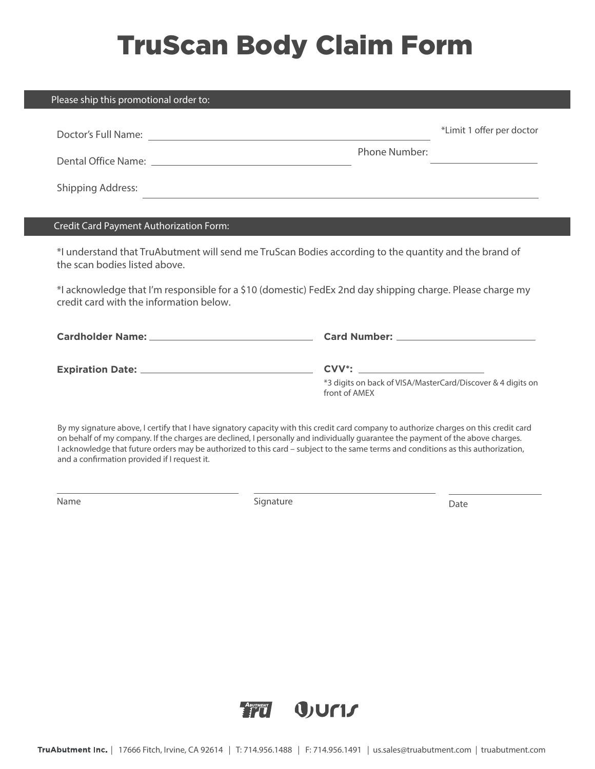# TruScan Body Claim Form

## Please ship this promotional order to:

Doctor's Full Name: ______________________ *Limit 1 offer per doctor

Dental Office Name: ______________________ Phone Number: ______________

Shipping Address: ______________________

## Credit Card Payment Authorization Form:

*I understand that TruAbutment will send me TruScan Bodies according to the quantity and the brand of the scan bodies listed above.

*I acknowledge that I'm responsible for a $10 (domestic) FedEx 2nd day shipping charge. Please charge my credit card with the information below.

**Cardholder Name:** ______________________ **Card Number:** ______________________

**Expiration Date:** ______________________ **CVV*:** ______________

*3 digits on back of VISA/MasterCard/Discover & 4 digits on front of AMEX

By my signature above, I certify that I have signatory capacity with this credit card company to authorize charges on this credit card on behalf of my company. If the charges are declined, I personally and individually guarantee the payment of the above charges. I acknowledge that future orders may be authorized to this card – subject to the same terms and conditions as this authorization, and a confirmation provided if I request it.

______________________ ______________________ ______________
Name Signature Date

**TruAbutment Inc.** | 17666 Fitch, Irvine, CA 92614 | T: 714.956.1488 | F: 714.956.1491 | us.sales@truabutment.com | truabutment.com